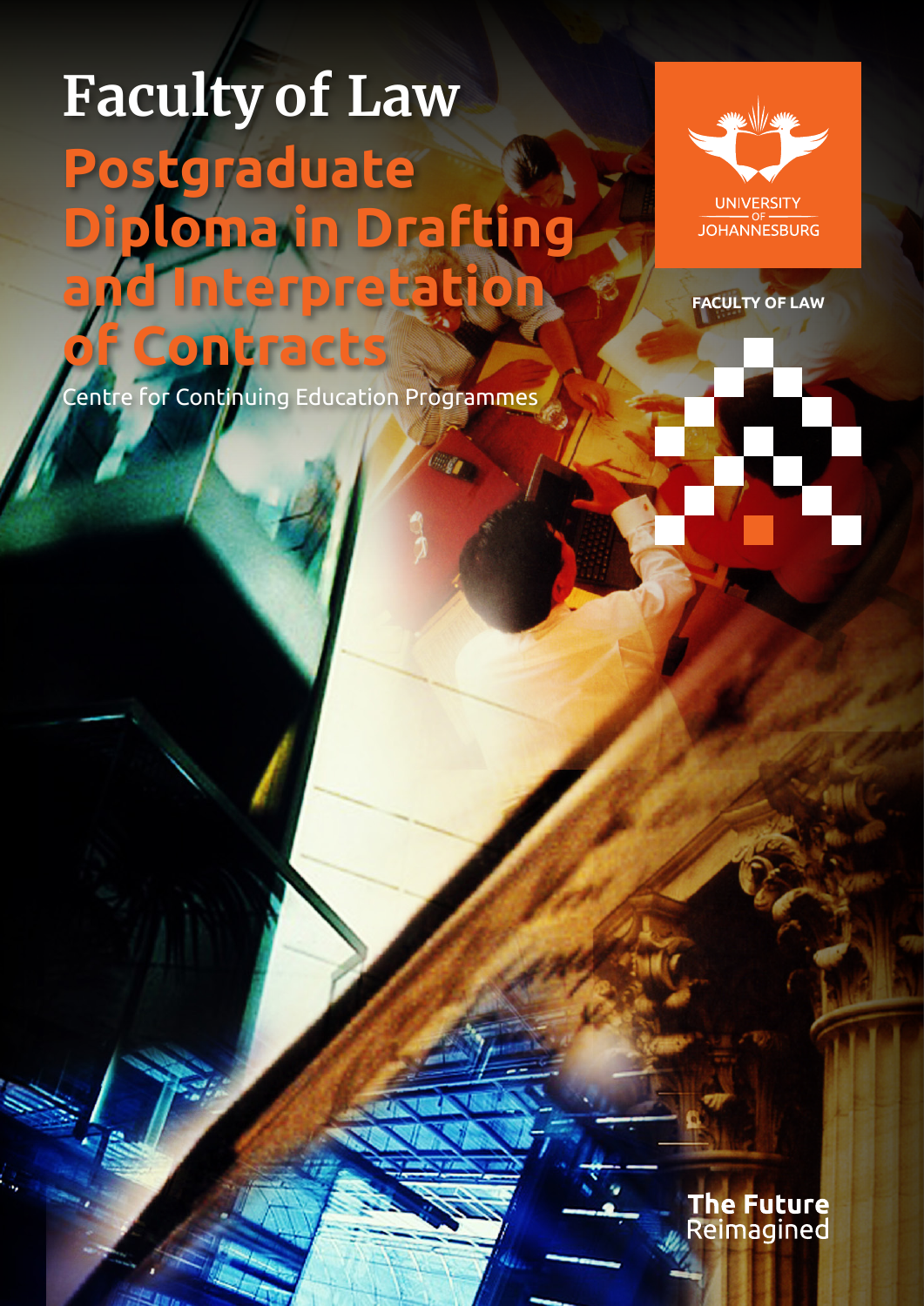# Faculty of Law

## Postgraduate Diploma in Drafting and Interpretation of Contracts

Centre for Continuing Education Programmes

UNIVERSITY OF JOHANNESBURG

FACULTY OF LAW

**The Future** Reimagined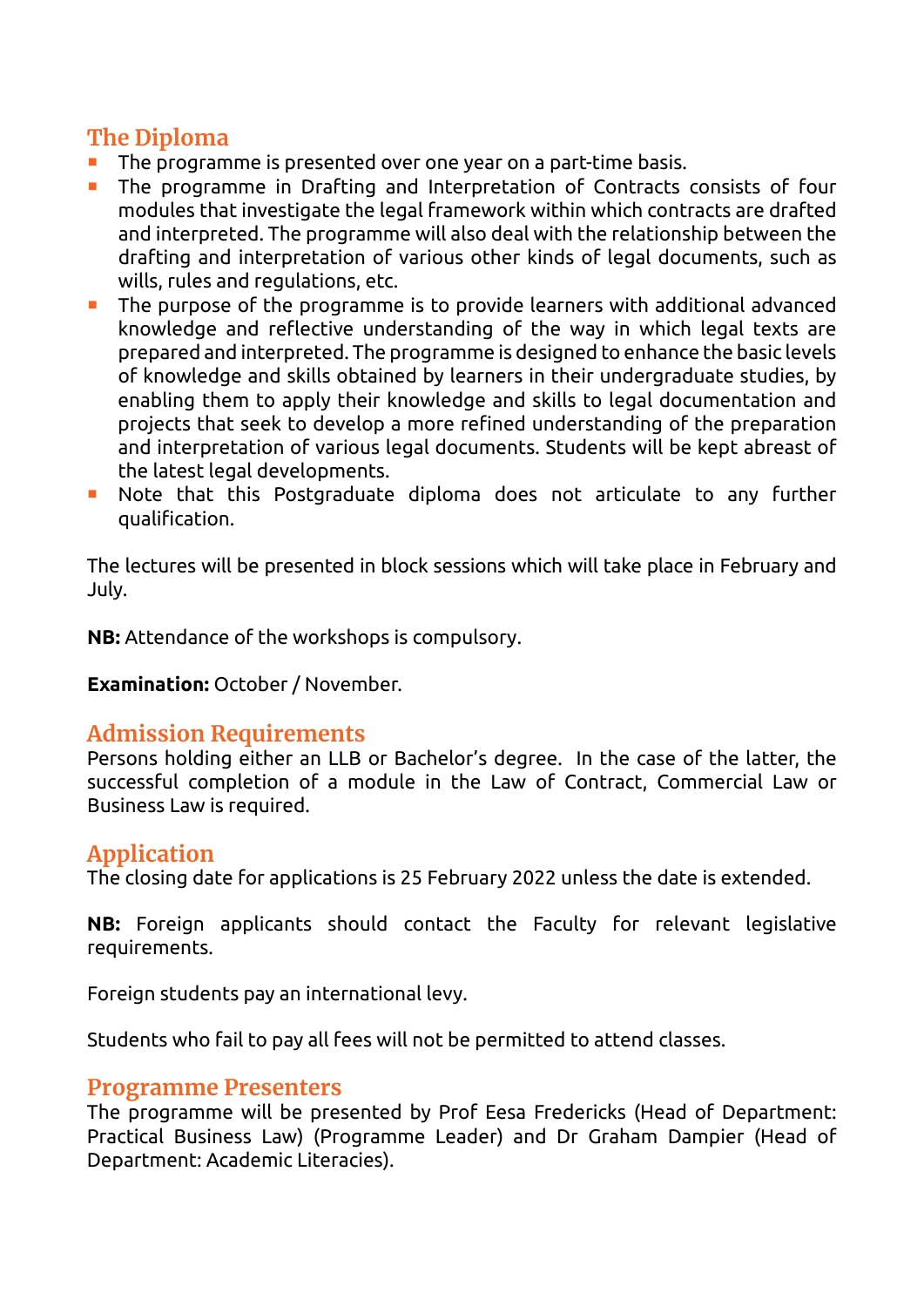## The Diploma

- The programme is presented over one year on a part-time basis.
- The programme in Drafting and Interpretation of Contracts consists of four modules that investigate the legal framework within which contracts are drafted and interpreted. The programme will also deal with the relationship between the drafting and interpretation of various other kinds of legal documents, such as wills, rules and regulations, etc.
- The purpose of the programme is to provide learners with additional advanced knowledge and reflective understanding of the way in which legal texts are prepared and interpreted. The programme is designed to enhance the basic levels of knowledge and skills obtained by learners in their undergraduate studies, by enabling them to apply their knowledge and skills to legal documentation and projects that seek to develop a more refined understanding of the preparation and interpretation of various legal documents. Students will be kept abreast of the latest legal developments.
- Note that this Postgraduate diploma does not articulate to any further qualification.

The lectures will be presented in block sessions which will take place in February and July.

**NB:** Attendance of the workshops is compulsory.

**Examination:** October / November.

## Admission Requirements

Persons holding either an LLB or Bachelor's degree. In the case of the latter, the successful completion of a module in the Law of Contract, Commercial Law or Business Law is required.

## Application

The closing date for applications is 25 February 2022 unless the date is extended.

**NB:** Foreign applicants should contact the Faculty for relevant legislative requirements.

Foreign students pay an international levy.

Students who fail to pay all fees will not be permitted to attend classes.

## Programme Presenters

The programme will be presented by Prof Eesa Fredericks (Head of Department: Practical Business Law) (Programme Leader) and Dr Graham Dampier (Head of Department: Academic Literacies).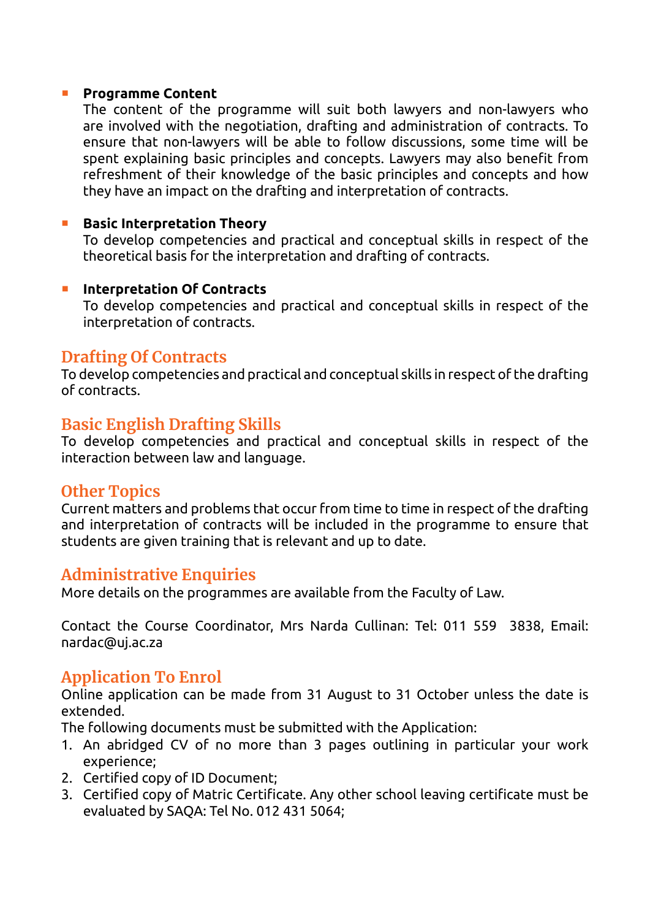- **Programme Content**
  The content of the programme will suit both lawyers and non-lawyers who are involved with the negotiation, drafting and administration of contracts. To ensure that non-lawyers will be able to follow discussions, some time will be spent explaining basic principles and concepts. Lawyers may also benefit from refreshment of their knowledge of the basic principles and concepts and how they have an impact on the drafting and interpretation of contracts.

- **Basic Interpretation Theory**
  To develop competencies and practical and conceptual skills in respect of the theoretical basis for the interpretation and drafting of contracts.

- **Interpretation Of Contracts**
  To develop competencies and practical and conceptual skills in respect of the interpretation of contracts.

## Drafting Of Contracts

To develop competencies and practical and conceptual skills in respect of the drafting of contracts.

## Basic English Drafting Skills

To develop competencies and practical and conceptual skills in respect of the interaction between law and language.

## Other Topics

Current matters and problems that occur from time to time in respect of the drafting and interpretation of contracts will be included in the programme to ensure that students are given training that is relevant and up to date.

## Administrative Enquiries

More details on the programmes are available from the Faculty of Law.

Contact the Course Coordinator, Mrs Narda Cullinan: Tel: 011 559 3838, Email: nardac@uj.ac.za

## Application To Enrol

Online application can be made from 31 August to 31 October unless the date is extended.

The following documents must be submitted with the Application:

1. An abridged CV of no more than 3 pages outlining in particular your work experience;
2. Certified copy of ID Document;
3. Certified copy of Matric Certificate. Any other school leaving certificate must be evaluated by SAQA: Tel No. 012 431 5064;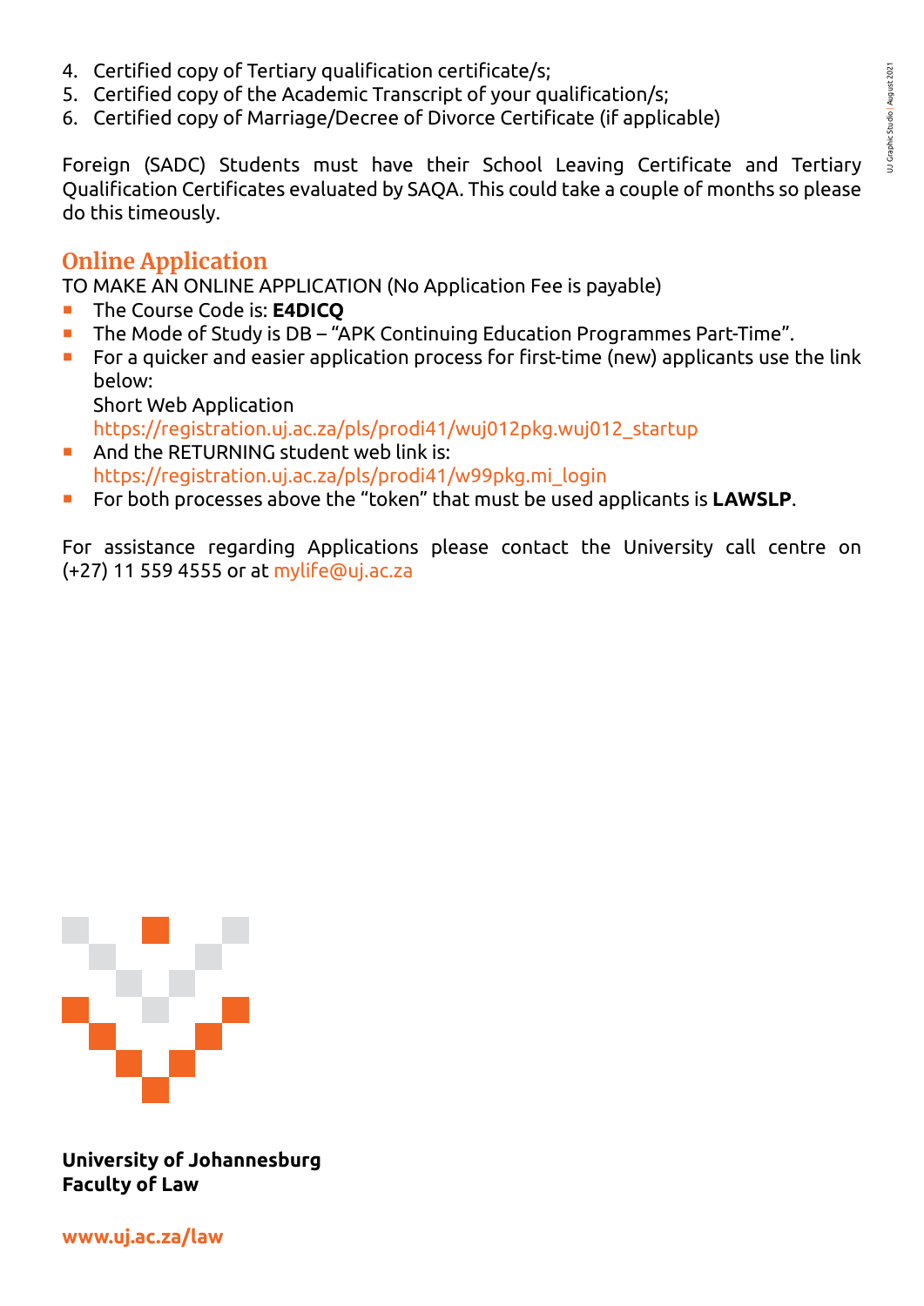4. Certified copy of Tertiary qualification certificate/s;
5. Certified copy of the Academic Transcript of your qualification/s;
6. Certified copy of Marriage/Decree of Divorce Certificate (if applicable)

Foreign (SADC) Students must have their School Leaving Certificate and Tertiary Qualification Certificates evaluated by SAQA. This could take a couple of months so please do this timeously.

## Online Application

TO MAKE AN ONLINE APPLICATION (No Application Fee is payable)

- The Course Code is: **E4DICQ**
- The Mode of Study is DB – "APK Continuing Education Programmes Part-Time".
- For a quicker and easier application process for first-time (new) applicants use the link below:
  Short Web Application
  https://registration.uj.ac.za/pls/prodi41/wuj012pkg.wuj012_startup
- And the RETURNING student web link is:
  https://registration.uj.ac.za/pls/prodi41/w99pkg.mi_login
- For both processes above the "token" that must be used applicants is **LAWSLP**.

For assistance regarding Applications please contact the University call centre on (+27) 11 559 4555 or at mylife@uj.ac.za

**University of Johannesburg**
**Faculty of Law**

**www.uj.ac.za/law**